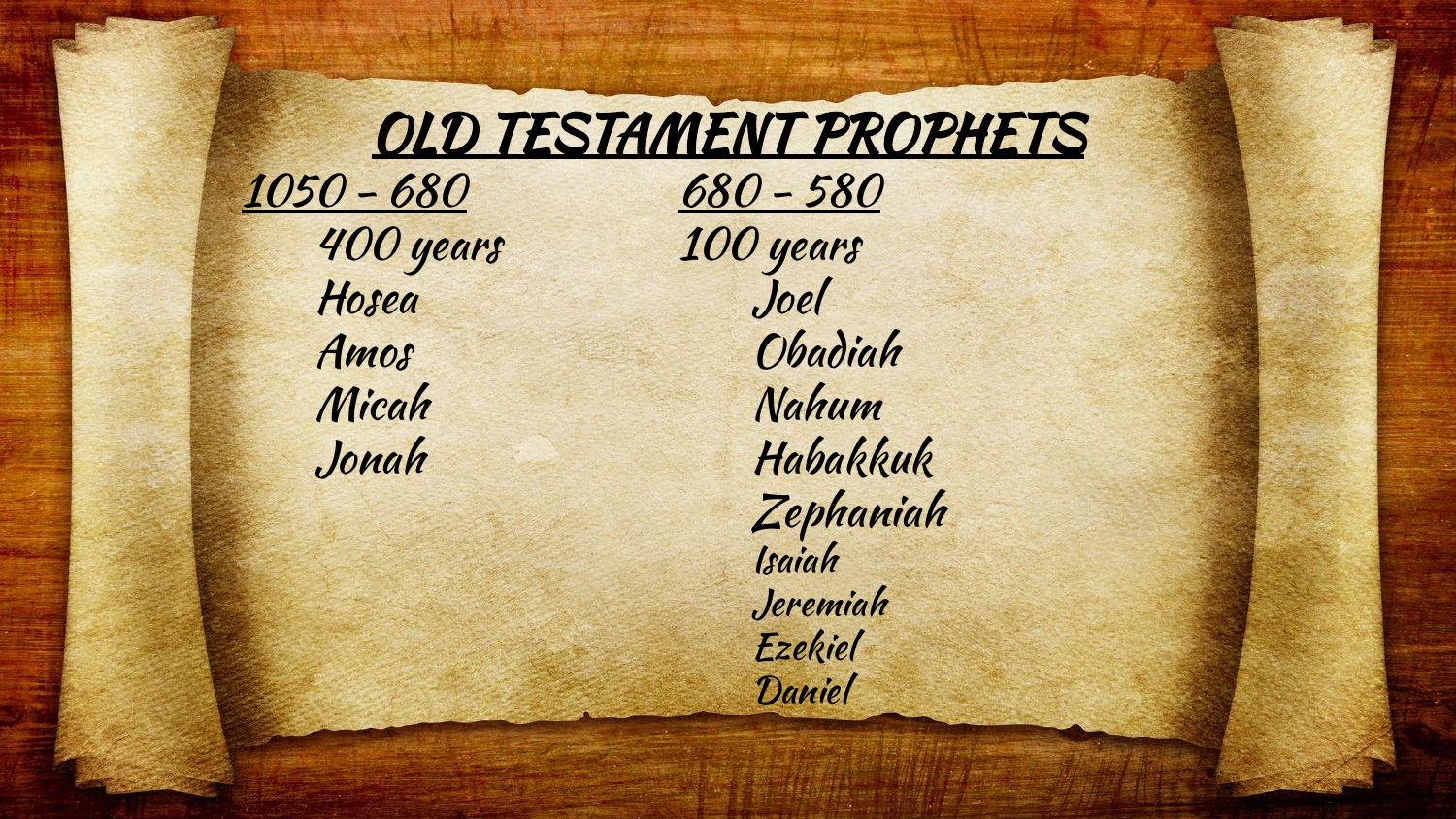# OLD TESTAMENT PROPHETS

**1050 – 680**

400 years

- Hosea
- Amos
- Micah
- Jonah

**680 – 580**

100 years

- Joel
- Obadiah
- Nahum
- Habakkuk
- Zephaniah
- Isaiah
- Jeremiah
- Ezekiel
- Daniel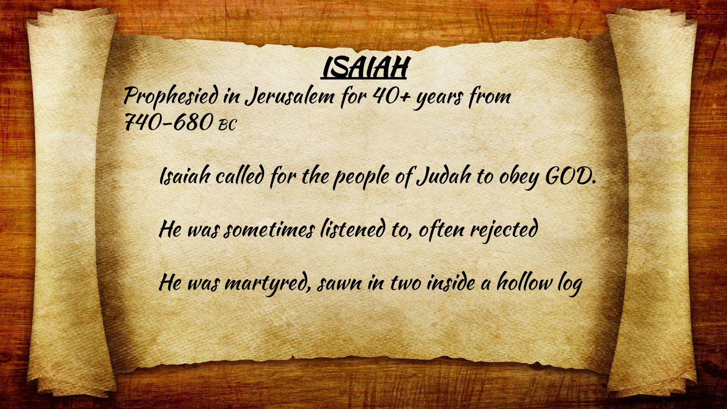# ISAIAH

Prophesied in Jerusalem for 40+ years from 740-680 BC

Isaiah called for the people of Judah to obey GOD.

He was sometimes listened to, often rejected

He was martyred, sawn in two inside a hollow log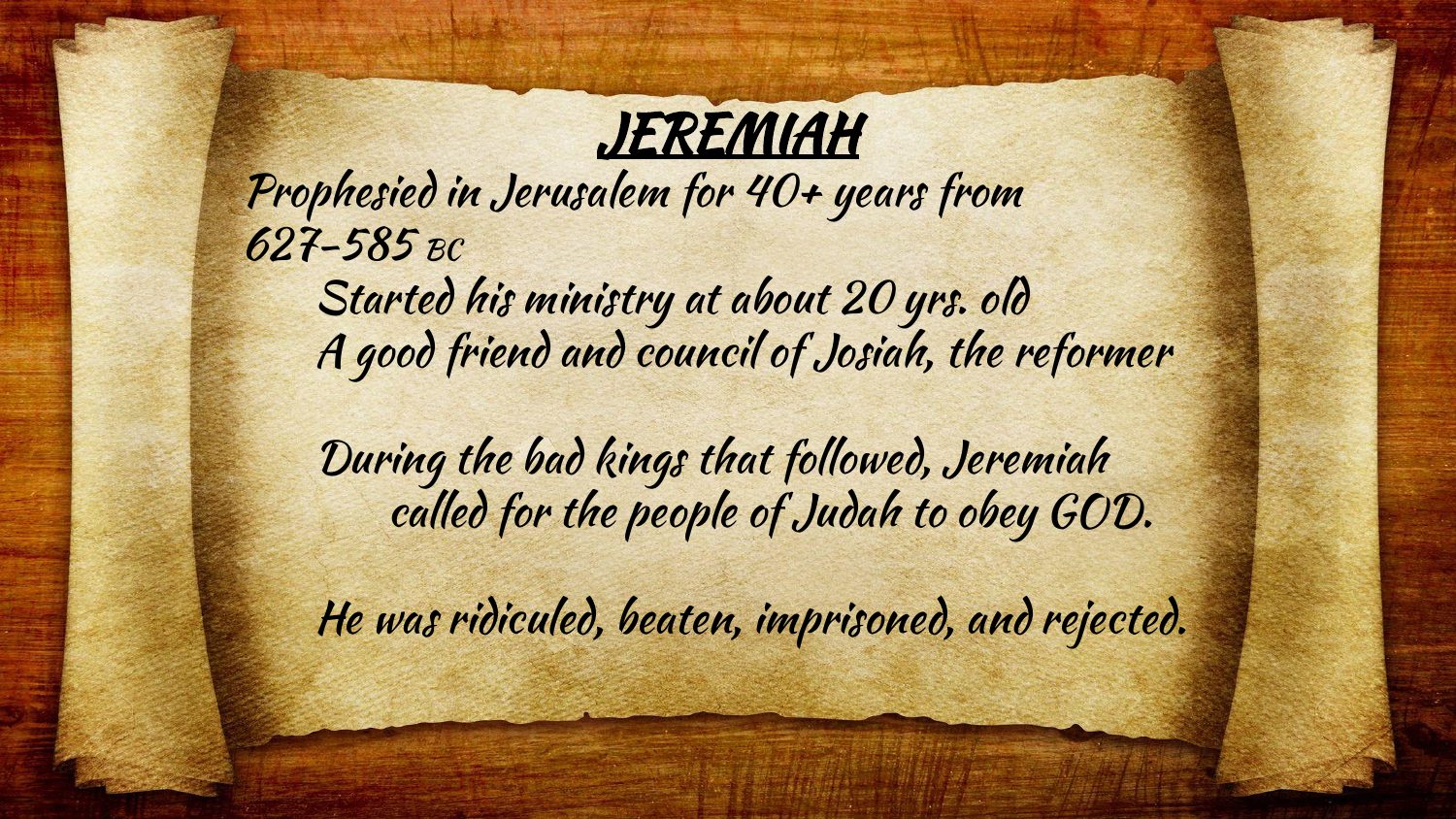# JEREMIAH

Prophesied in Jerusalem for 40+ years from 627-585 BC

Started his ministry at about 20 yrs. old

A good friend and council of Josiah, the reformer

During the bad kings that followed, Jeremiah called for the people of Judah to obey GOD.

He was ridiculed, beaten, imprisoned, and rejected.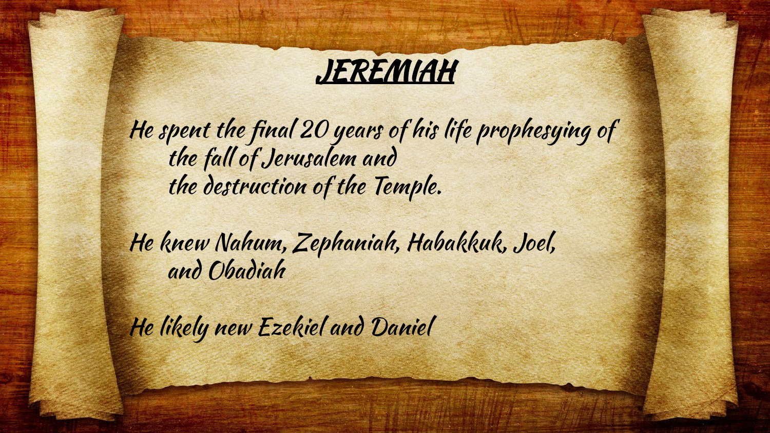# JEREMIAH

He spent the final 20 years of his life prophesying of
 the fall of Jerusalem and
 the destruction of the Temple.

He knew Nahum, Zephaniah, Habakkuk, Joel,
 and Obadiah

He likely new Ezekiel and Daniel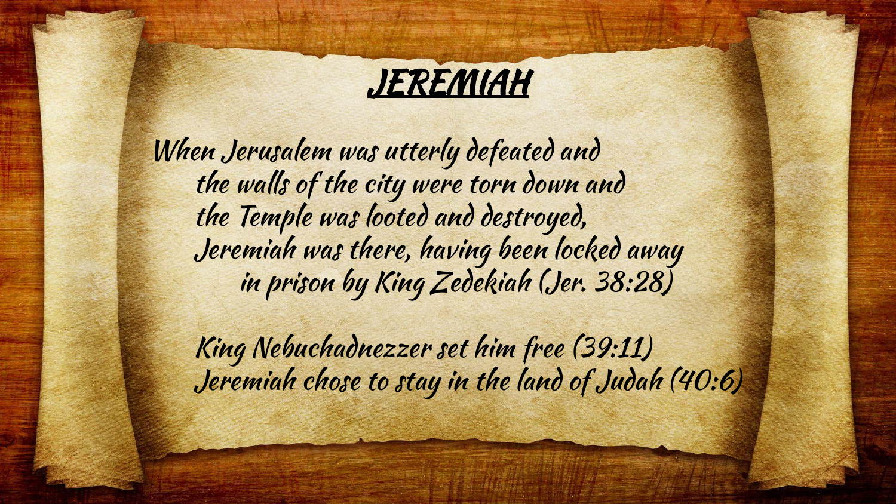# JEREMIAH

When Jerusalem was utterly defeated and
the walls of the city were torn down and
the Temple was looted and destroyed,
Jeremiah was there, having been locked away
in prison by King Zedekiah (Jer. 38:28)

King Nebuchadnezzer set him free (39:11)
Jeremiah chose to stay in the land of Judah (40:6)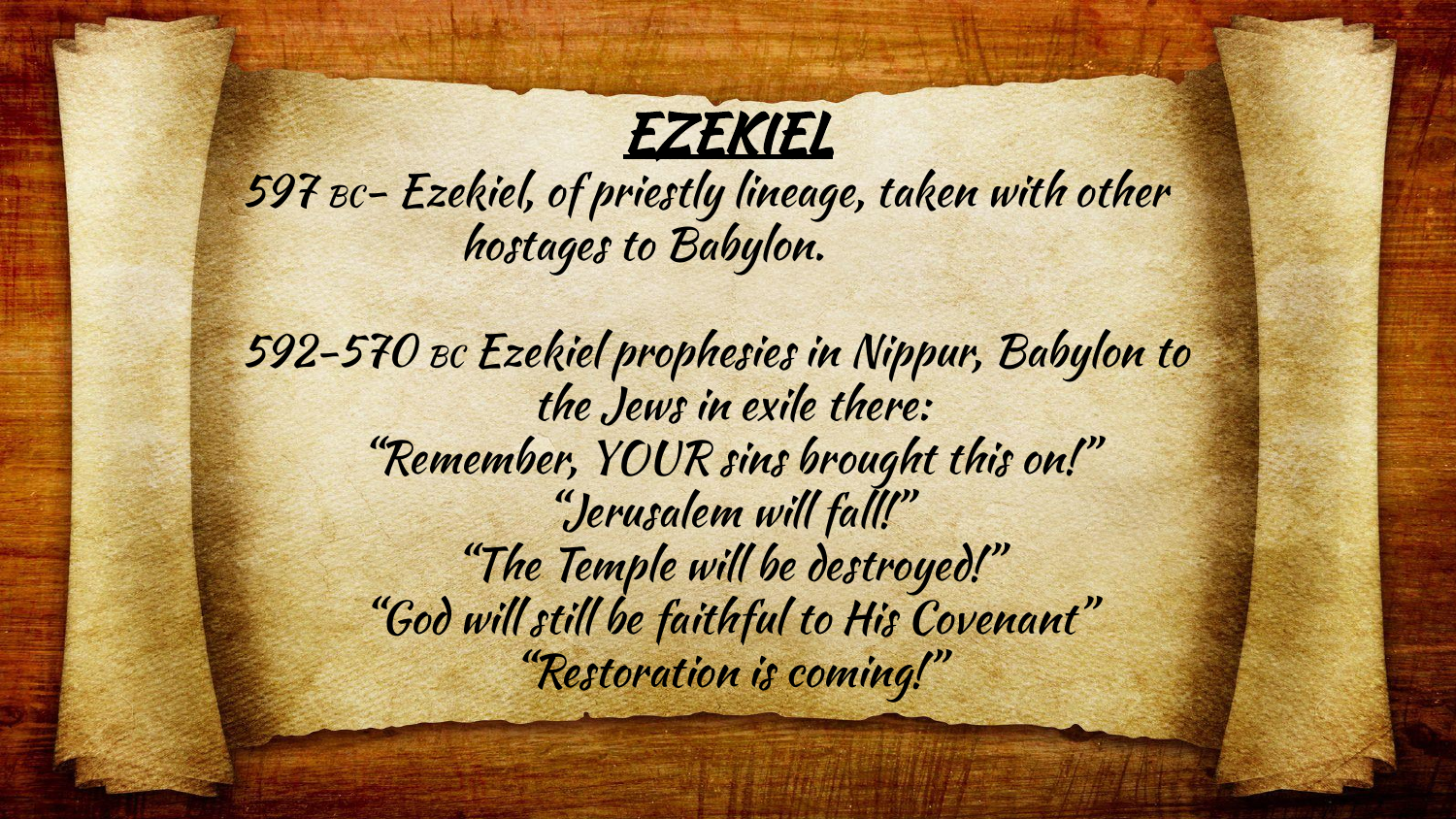# EZEKIEL

597 BC- Ezekiel, of priestly lineage, taken with other hostages to Babylon.

592-570 BC Ezekiel prophesies in Nippur, Babylon to the Jews in exile there:

"Remember, YOUR sins brought this on!"

"Jerusalem will fall!"

"The Temple will be destroyed!"

"God will still be faithful to His Covenant"

"Restoration is coming!"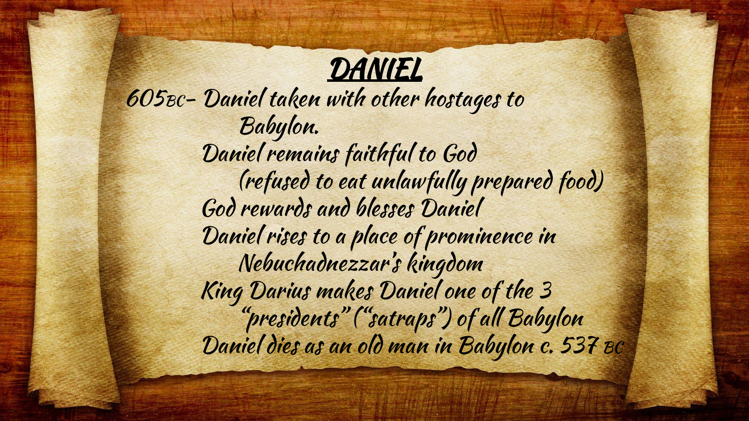# DANIEL

605BC- Daniel taken with other hostages to Babylon.

Daniel remains faithful to God (refused to eat unlawfully prepared food)

God rewards and blesses Daniel

Daniel rises to a place of prominence in Nebuchadnezzar's kingdom

King Darius makes Daniel one of the 3 "presidents" ("satraps") of all Babylon

Daniel dies as an old man in Babylon c. 537 BC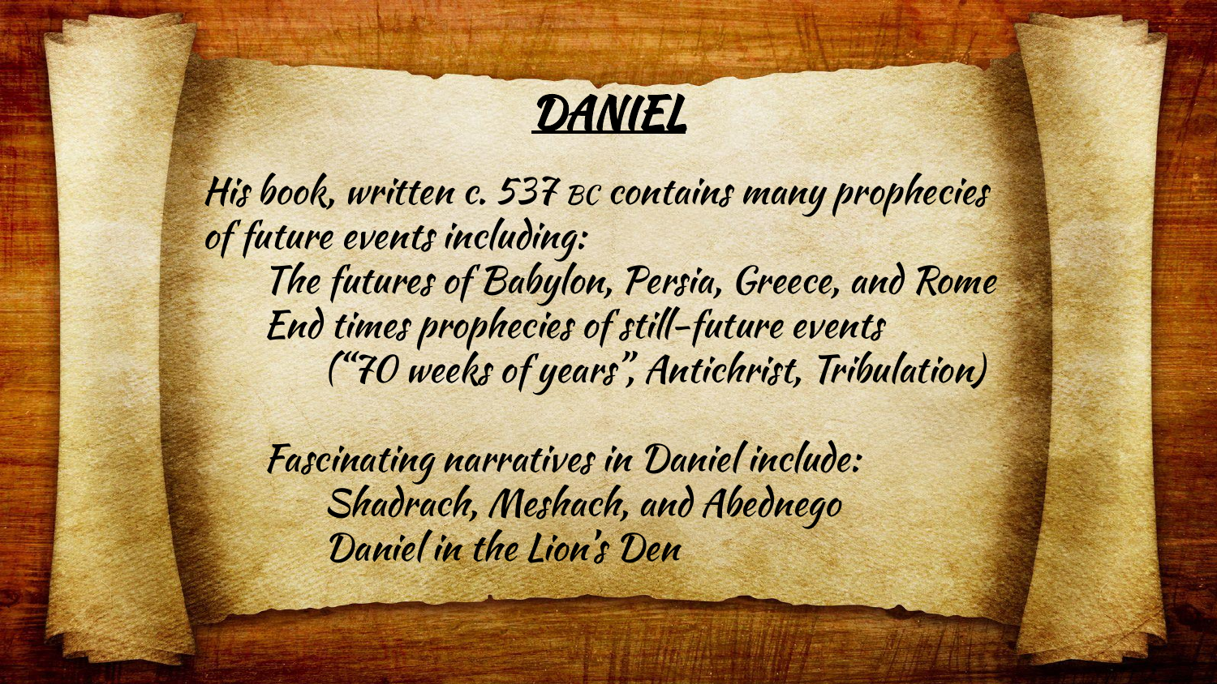# DANIEL

His book, written c. 537 BC contains many prophecies of future events including:

- The futures of Babylon, Persia, Greece, and Rome
- End times prophecies of still-future events
  - ("70 weeks of years", Antichrist, Tribulation)

Fascinating narratives in Daniel include:

- Shadrach, Meshach, and Abednego
- Daniel in the Lion's Den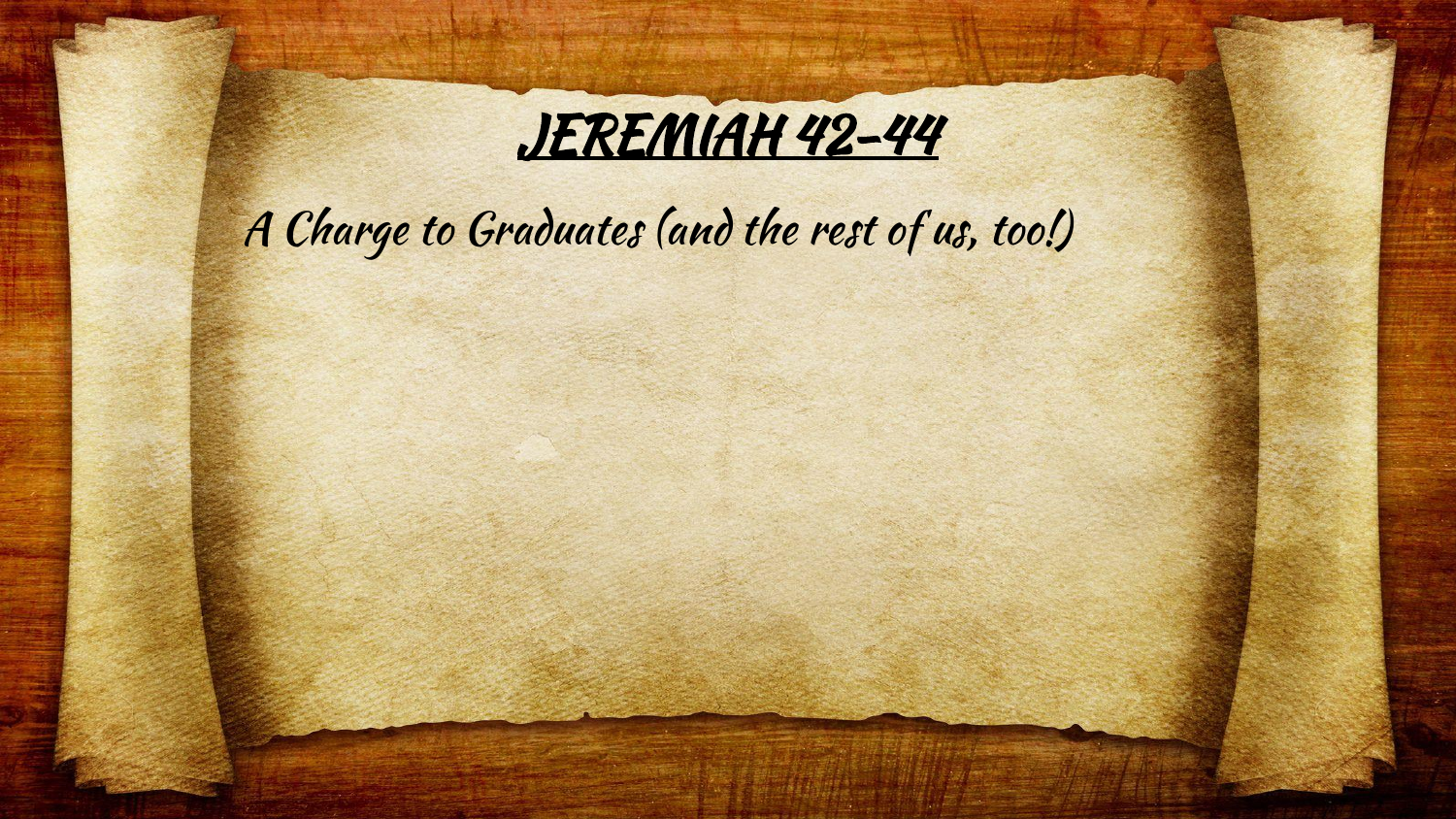# JEREMIAH 42-44

*A Charge to Graduates (and the rest of us, too!)*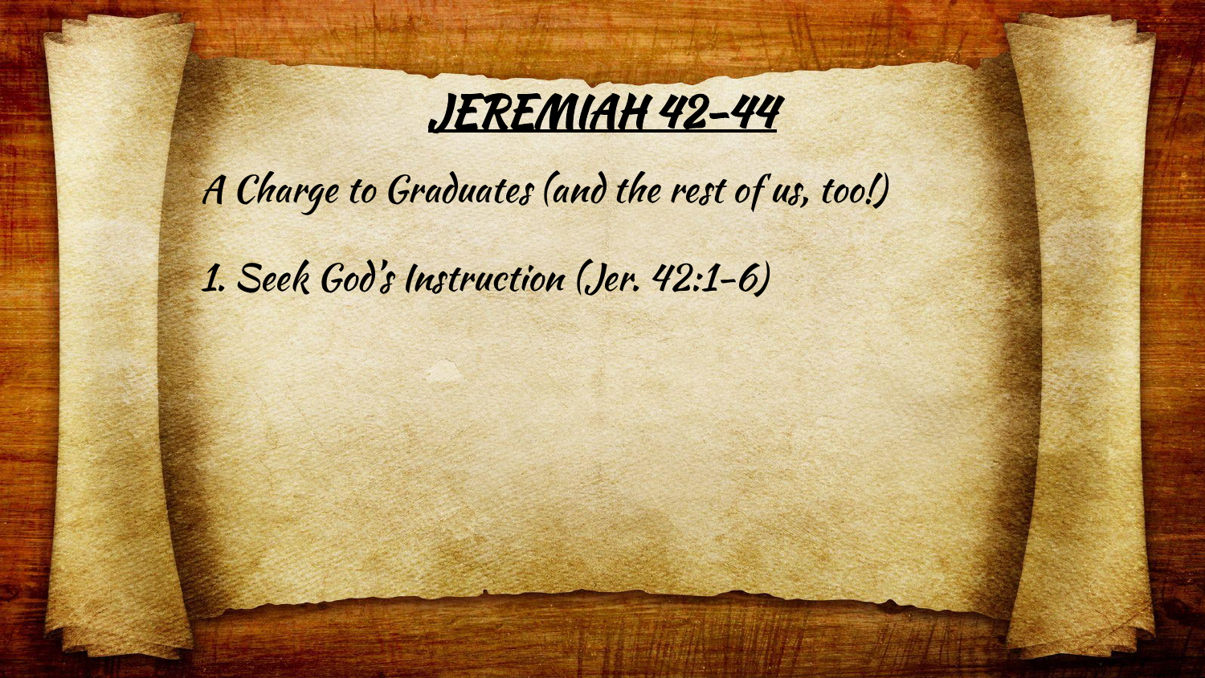# JEREMIAH 42-44

A Charge to Graduates (and the rest of us, too!)

1. Seek God's Instruction (Jer. 42:1-6)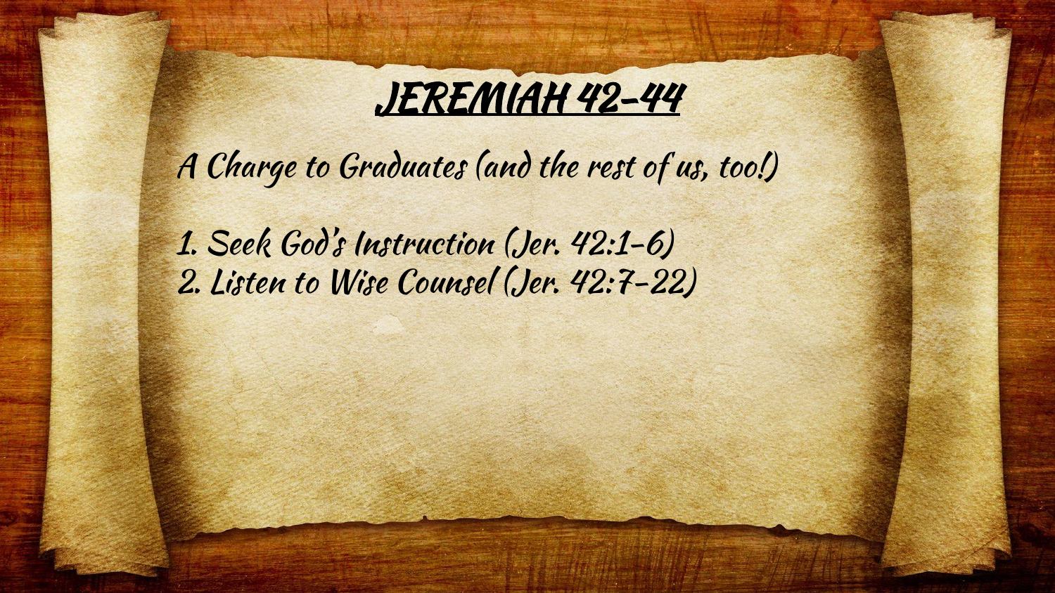# JEREMIAH 42-44

A Charge to Graduates (and the rest of us, too!)

1. Seek God's Instruction (Jer. 42:1-6)
2. Listen to Wise Counsel (Jer. 42:7-22)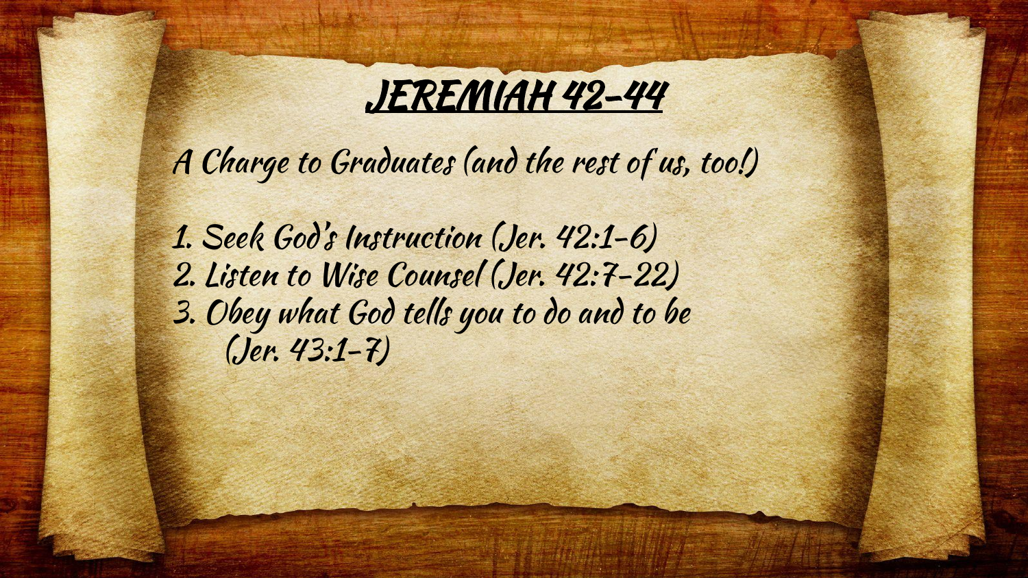# JEREMIAH 42-44

*A Charge to Graduates (and the rest of us, too!)*

1. *Seek God's Instruction (Jer. 42:1-6)*
2. *Listen to Wise Counsel (Jer. 42:7-22)*
3. *Obey what God tells you to do and to be (Jer. 43:1-7)*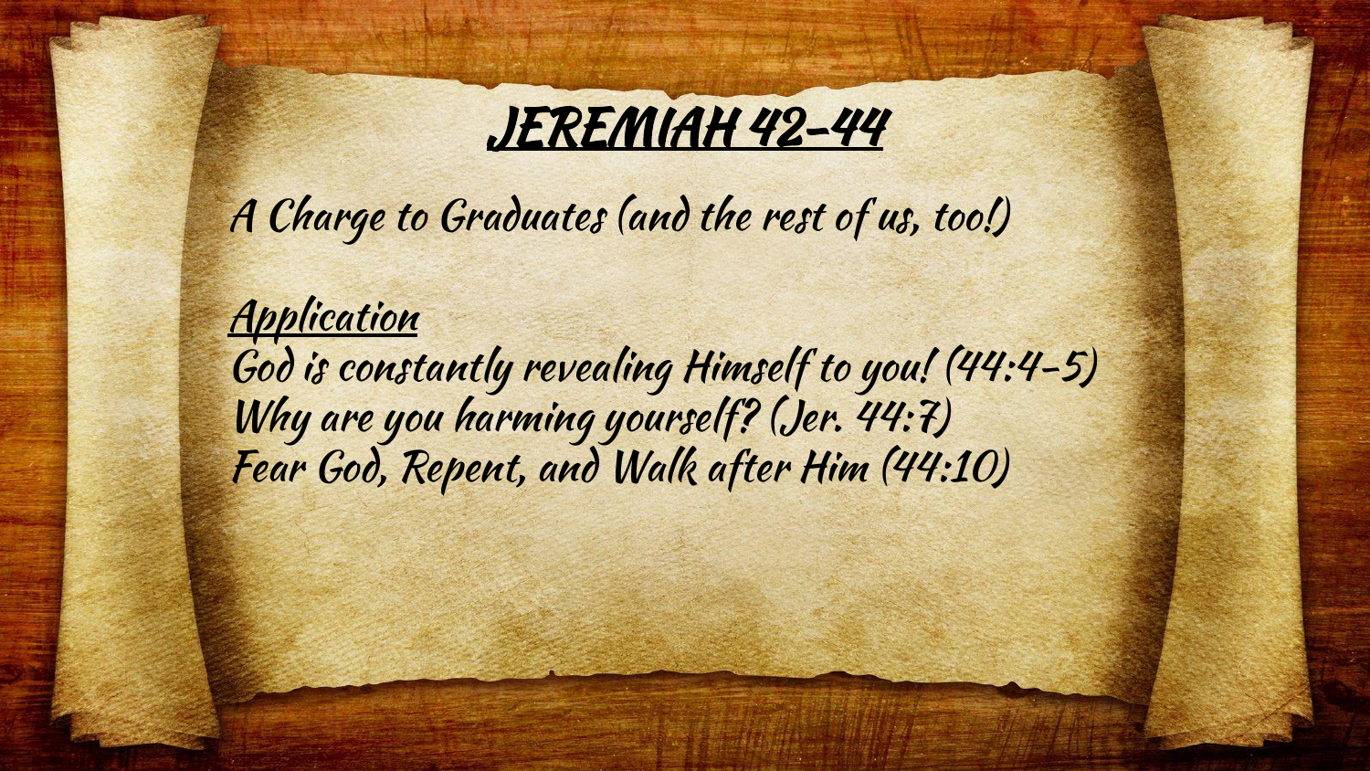# JEREMIAH 42-44

A Charge to Graduates (and the rest of us, too!)

## Application

God is constantly revealing Himself to you! (44:4-5)
Why are you harming yourself? (Jer. 44:7)
Fear God, Repent, and Walk after Him (44:10)